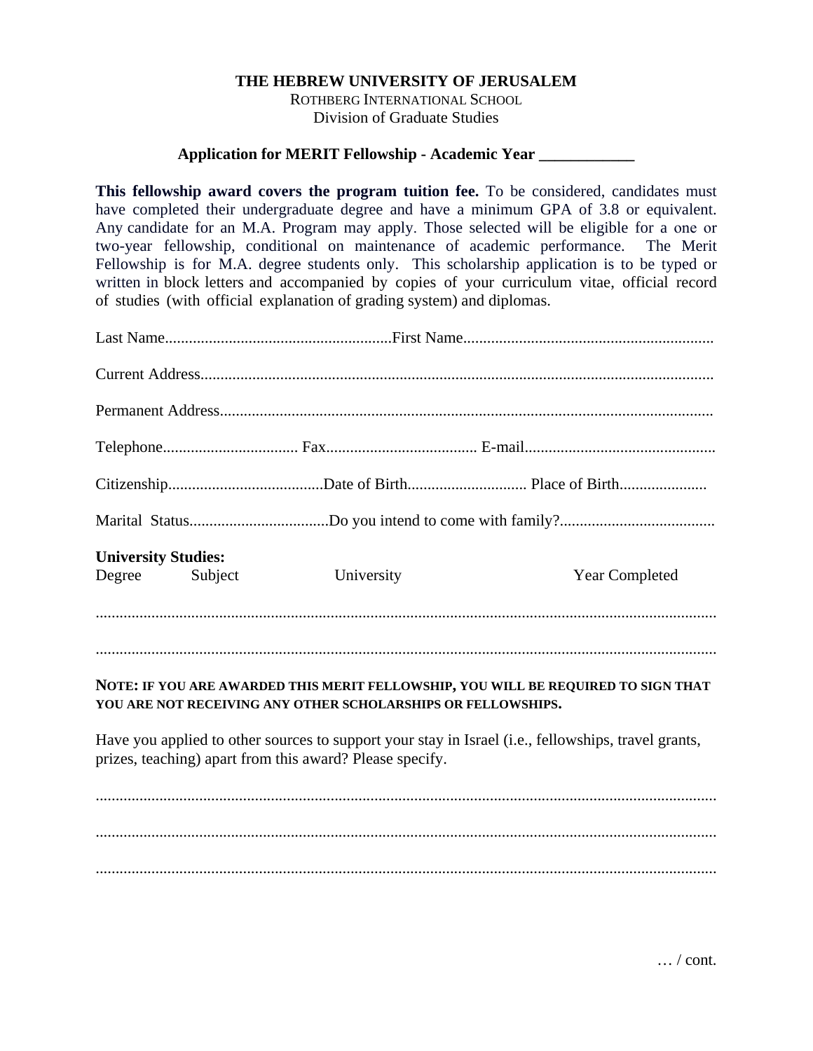**THE HEBREW UNIVERSITY OF JERUSALEM**
ROTHBERG INTERNATIONAL SCHOOL
Division of Graduate Studies

**Application for MERIT Fellowship - Academic Year ____________**

**This fellowship award covers the program tuition fee.** To be considered, candidates must have completed their undergraduate degree and have a minimum GPA of 3.8 or equivalent. Any candidate for an M.A. Program may apply. Those selected will be eligible for a one or two-year fellowship, conditional on maintenance of academic performance. The Merit Fellowship is for M.A. degree students only. This scholarship application is to be typed or written in block letters and accompanied by copies of your curriculum vitae, official record of studies (with official explanation of grading system) and diplomas.

Last Name........................................................First Name..............................................................

Current Address...............................................................................................................................

Permanent Address...........................................................................................................................

Telephone.................................. Fax...................................... E-mail................................................

Citizenship.......................................Date of Birth.............................. Place of Birth......................

Marital Status...................................Do you intend to come with family?.......................................

**University Studies:**

| Degree | Subject | University | Year Completed |
|---|---|---|---|
| | | | |
| | | | |

**NOTE: IF YOU ARE AWARDED THIS MERIT FELLOWSHIP, YOU WILL BE REQUIRED TO SIGN THAT YOU ARE NOT RECEIVING ANY OTHER SCHOLARSHIPS OR FELLOWSHIPS.**

Have you applied to other sources to support your stay in Israel (i.e., fellowships, travel grants, prizes, teaching) apart from this award? Please specify.

.............................................................................................................................................

.............................................................................................................................................

.............................................................................................................................................

… / cont.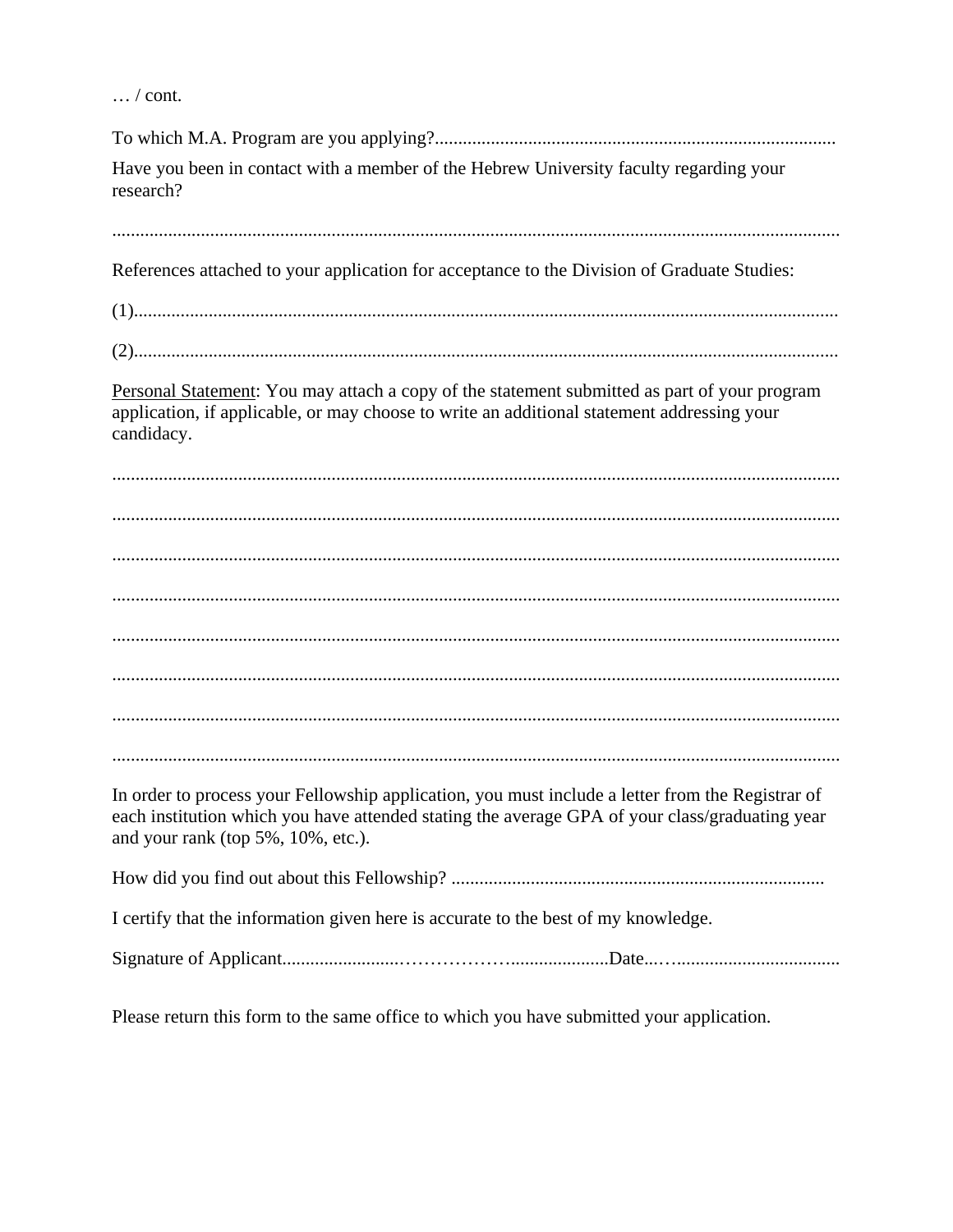… / cont.

To which M.A. Program are you applying?......................................................................................

Have you been in contact with a member of the Hebrew University faculty regarding your research?

............................................................................................................................................

References attached to your application for acceptance to the Division of Graduate Studies:

(1).......................................................................................................................................

(2).......................................................................................................................................

Personal Statement: You may attach a copy of the statement submitted as part of your program application, if applicable, or may choose to write an additional statement addressing your candidacy.

............................................................................................................................................

............................................................................................................................................

............................................................................................................................................

............................................................................................................................................

............................................................................................................................................

............................................................................................................................................

............................................................................................................................................

............................................................................................................................................

In order to process your Fellowship application, you must include a letter from the Registrar of each institution which you have attended stating the average GPA of your class/graduating year and your rank (top 5%, 10%, etc.).

How did you find out about this Fellowship? ................................................................................

I certify that the information given here is accurate to the best of my knowledge.

Signature of Applicant.........................………………......................Date...…...................................

Please return this form to the same office to which you have submitted your application.